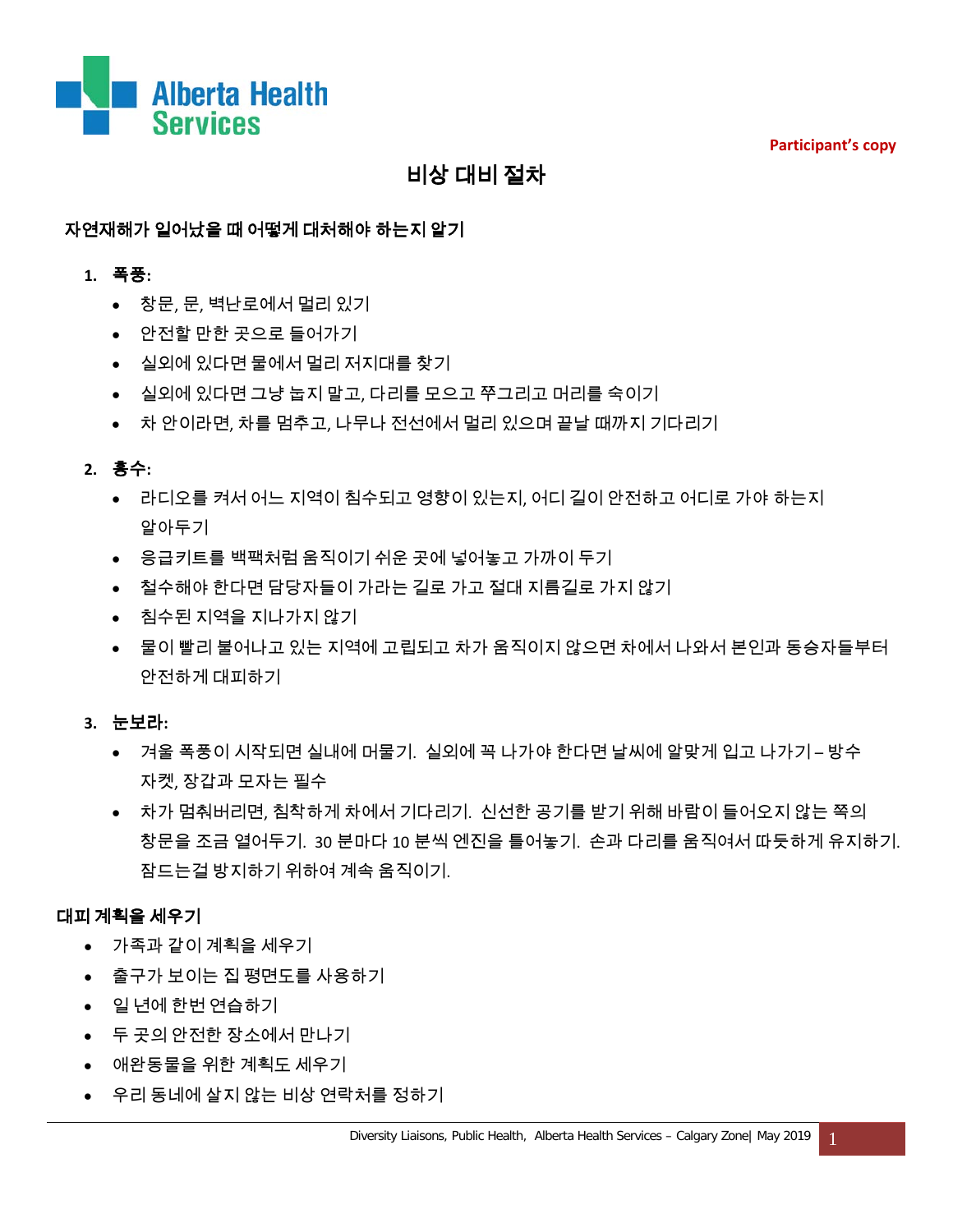Alberta Health Services

Participant's copy

# 비상 대비 절차

## 자연재해가 일어났을 때 어떻게 대처해야 하는지 알기

1. **폭풍:**
   - 창문, 문, 벽난로에서 멀리 있기
   - 안전할 만한 곳으로 들어가기
   - 실외에 있다면 물에서 멀리 저지대를 찾기
   - 실외에 있다면 그냥 눕지 말고, 다리를 모으고 쭈그리고 머리를 숙이기
   - 차 안이라면, 차를 멈추고, 나무나 전선에서 멀리 있으며 끝날 때까지 기다리기

2. **홍수:**
   - 라디오를 켜서 어느 지역이 침수되고 영향이 있는지, 어디 길이 안전하고 어디로 가야 하는지 알아두기
   - 응급키트를 백팩처럼 움직이기 쉬운 곳에 넣어놓고 가까이 두기
   - 철수해야 한다면 담당자들이 가라는 길로 가고 절대 지름길로 가지 않기
   - 침수된 지역을 지나가지 않기
   - 물이 빨리 불어나고 있는 지역에 고립되고 차가 움직이지 않으면 차에서 나와서 본인과 동승자들부터 안전하게 대피하기

3. **눈보라:**
   - 겨울 폭풍이 시작되면 실내에 머물기. 실외에 꼭 나가야 한다면 날씨에 알맞게 입고 나가기 – 방수 자켓, 장갑과 모자는 필수
   - 차가 멈춰버리면, 침착하게 차에서 기다리기. 신선한 공기를 받기 위해 바람이 들어오지 않는 쪽의 창문을 조금 열어두기. 30 분마다 10 분씩 엔진을 틀어놓기. 손과 다리를 움직여서 따듯하게 유지하기. 잠드는걸 방지하기 위하여 계속 움직이기.

## 대피 계획을 세우기

- 가족과 같이 계획을 세우기
- 출구가 보이는 집 평면도를 사용하기
- 일 년에 한번 연습하기
- 두 곳의 안전한 장소에서 만나기
- 애완동물을 위한 계획도 세우기
- 우리 동네에 살지 않는 비상 연락처를 정하기

Diversity Liaisons, Public Health, Alberta Health Services – Calgary Zone| May 2019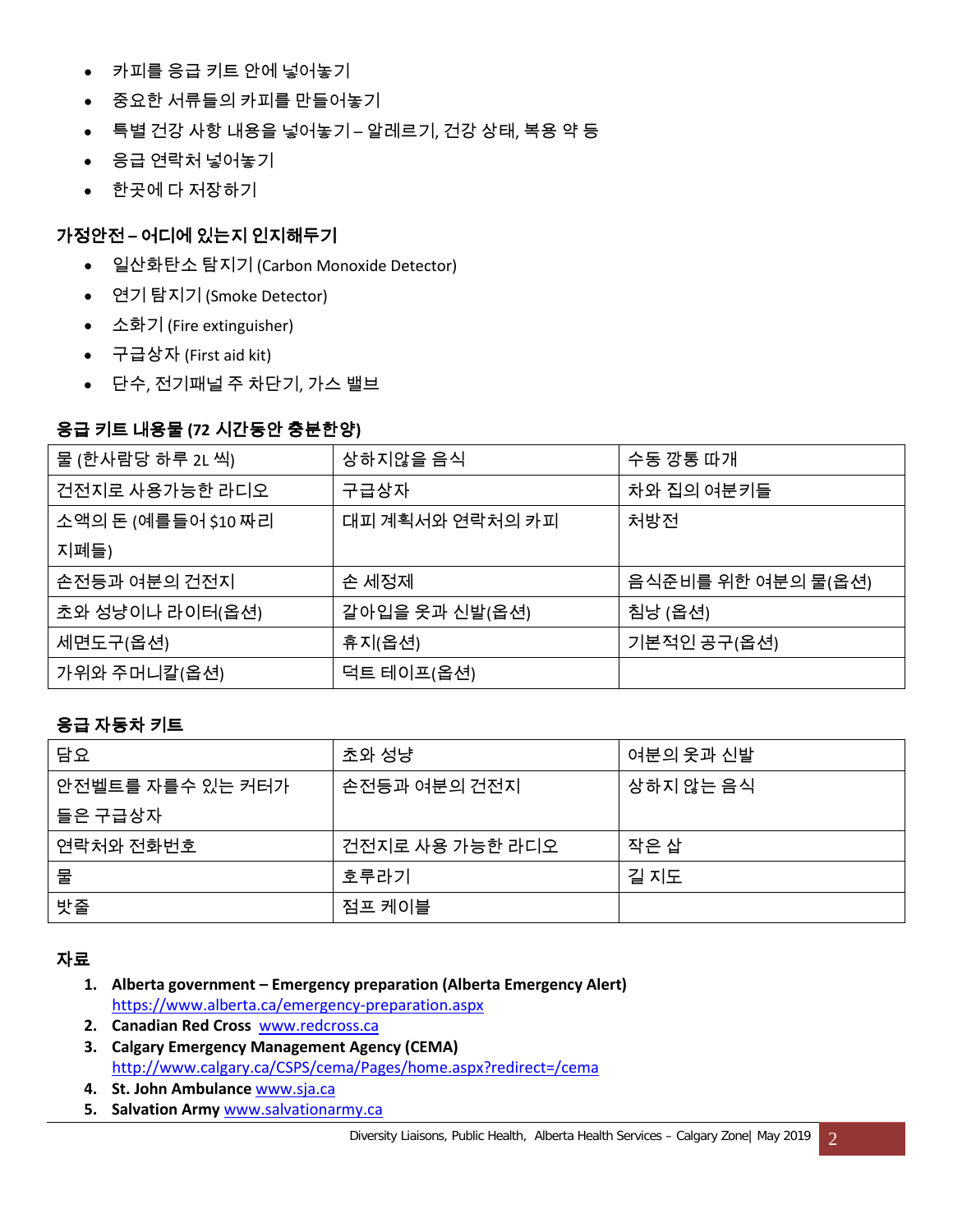- 카피를 응급 키트 안에 넣어놓기
- 중요한 서류들의 카피를 만들어놓기
- 특별 건강 사항 내용을 넣어놓기 – 알레르기, 건강 상태, 복용 약 등
- 응급 연락처 넣어놓기
- 한곳에 다 저장하기

### 가정안전 – 어디에 있는지 인지해두기

- 일산화탄소 탐지기 (Carbon Monoxide Detector)
- 연기 탐지기 (Smoke Detector)
- 소화기 (Fire extinguisher)
- 구급상자 (First aid kit)
- 단수, 전기패널 주 차단기, 가스 밸브

### 응급 키트 내용물 (72 시간동안 충분한양)

| | | |
|---|---|---|
| 물 (한사람당 하루 2L 씩) | 상하지않을 음식 | 수동 깡통 따개 |
| 건전지로 사용가능한 라디오 | 구급상자 | 차와 집의 여분키들 |
| 소액의 돈 (예를들어 $10 짜리 지폐들) | 대피 계획서와 연락처의 카피 | 처방전 |
| 손전등과 여분의 건전지 | 손 세정제 | 음식준비를 위한 여분의 물(옵션) |
| 초와 성냥이나 라이터(옵션) | 갈아입을 옷과 신발(옵션) | 침낭 (옵션) |
| 세면도구(옵션) | 휴지(옵션) | 기본적인 공구(옵션) |
| 가위와 주머니칼(옵션) | 덕트 테이프(옵션) | |

### 응급 자동차 키트

| | | |
|---|---|---|
| 담요 | 초와 성냥 | 여분의 옷과 신발 |
| 안전벨트를 자를수 있는 커터가 들은 구급상자 | 손전등과 여분의 건전지 | 상하지 않는 음식 |
| 연락처와 전화번호 | 건전지로 사용 가능한 라디오 | 작은 삽 |
| 물 | 호루라기 | 길 지도 |
| 밧줄 | 점프 케이블 | |

### 자료

1. **Alberta government – Emergency preparation (Alberta Emergency Alert)** https://www.alberta.ca/emergency-preparation.aspx
2. **Canadian Red Cross** www.redcross.ca
3. **Calgary Emergency Management Agency (CEMA)** http://www.calgary.ca/CSPS/cema/Pages/home.aspx?redirect=/cema
4. **St. John Ambulance** www.sja.ca
5. **Salvation Army** www.salvationarmy.ca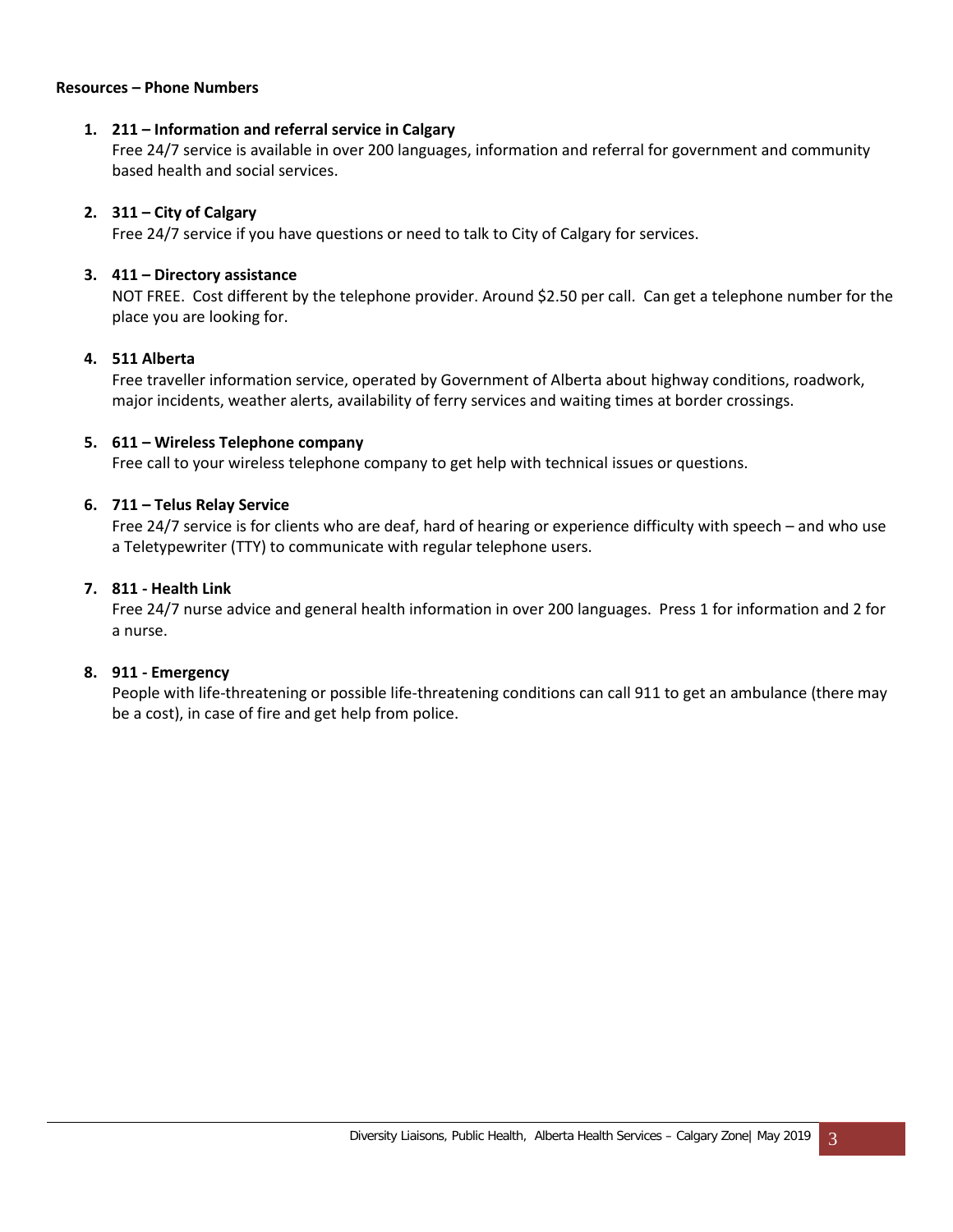**Resources – Phone Numbers**

1. **211 – Information and referral service in Calgary**
   Free 24/7 service is available in over 200 languages, information and referral for government and community based health and social services.

2. **311 – City of Calgary**
   Free 24/7 service if you have questions or need to talk to City of Calgary for services.

3. **411 – Directory assistance**
   NOT FREE. Cost different by the telephone provider. Around $2.50 per call. Can get a telephone number for the place you are looking for.

4. **511 Alberta**
   Free traveller information service, operated by Government of Alberta about highway conditions, roadwork, major incidents, weather alerts, availability of ferry services and waiting times at border crossings.

5. **611 – Wireless Telephone company**
   Free call to your wireless telephone company to get help with technical issues or questions.

6. **711 – Telus Relay Service**
   Free 24/7 service is for clients who are deaf, hard of hearing or experience difficulty with speech – and who use a Teletypewriter (TTY) to communicate with regular telephone users.

7. **811 - Health Link**
   Free 24/7 nurse advice and general health information in over 200 languages. Press 1 for information and 2 for a nurse.

8. **911 - Emergency**
   People with life-threatening or possible life-threatening conditions can call 911 to get an ambulance (there may be a cost), in case of fire and get help from police.